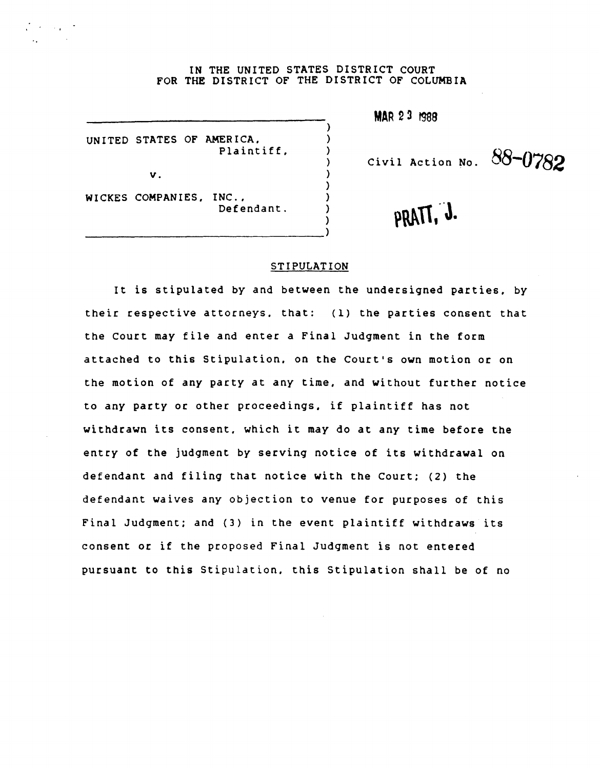IN THE UNITED STATES DISTRICT COURT
FOR THE DISTRICT OF THE DISTRICT OF COLUMBIA

MAR 23 1988

UNITED STATES OF AMERICA,
Plaintiff,

v.

WICKES COMPANIES, INC.,
Defendant.

Civil Action No. 88-0782

PRATT, J.

## STIPULATION

It is stipulated by and between the undersigned parties, by their respective attorneys, that: (1) the parties consent that the Court may file and enter a Final Judgment in the form attached to this Stipulation, on the Court's own motion or on the motion of any party at any time, and without further notice to any party or other proceedings, if plaintiff has not withdrawn its consent, which it may do at any time before the entry of the judgment by serving notice of its withdrawal on defendant and filing that notice with the Court; (2) the defendant waives any objection to venue for purposes of this Final Judgment; and (3) in the event plaintiff withdraws its consent or if the proposed Final Judgment is not entered pursuant to this Stipulation, this Stipulation shall be of no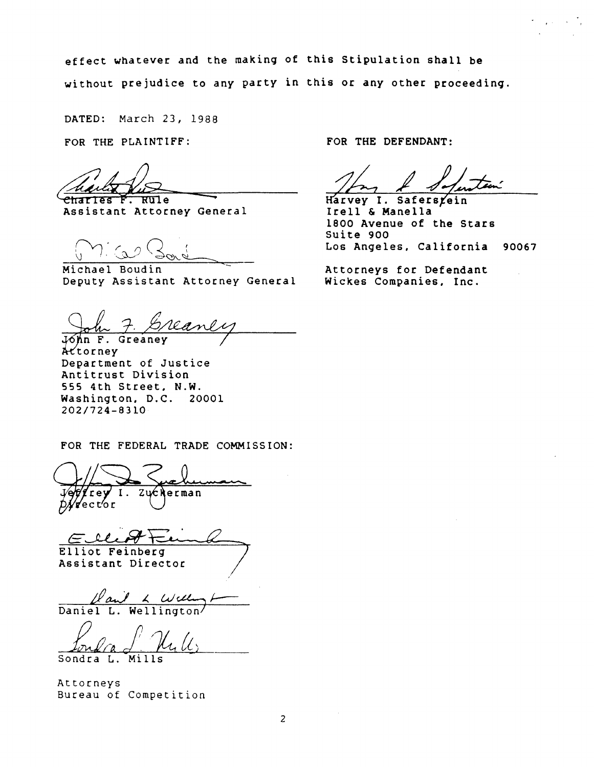effect whatever and the making of this Stipulation shall be without prejudice to any party in this or any other proceeding.

DATED: March 23, 1988

FOR THE PLAINTIFF:

Charles F. Rule
Assistant Attorney General

Michael Boudin
Deputy Assistant Attorney General

John F. Greaney
Attorney
Department of Justice
Antitrust Division
555 4th Street, N.W.
Washington, D.C. 20001
202/724-8310

FOR THE FEDERAL TRADE COMMISSION:

Jeffrey I. Zuckerman
Director

Elliot Feinberg
Assistant Director

Daniel L. Wellington

Sondra L. Mills

Attorneys
Bureau of Competition

FOR THE DEFENDANT:

Harvey I. Saferstein
Irell & Manella
1800 Avenue of the Stars
Suite 900
Los Angeles, California 90067

Attorneys for Defendant
Wickes Companies, Inc.